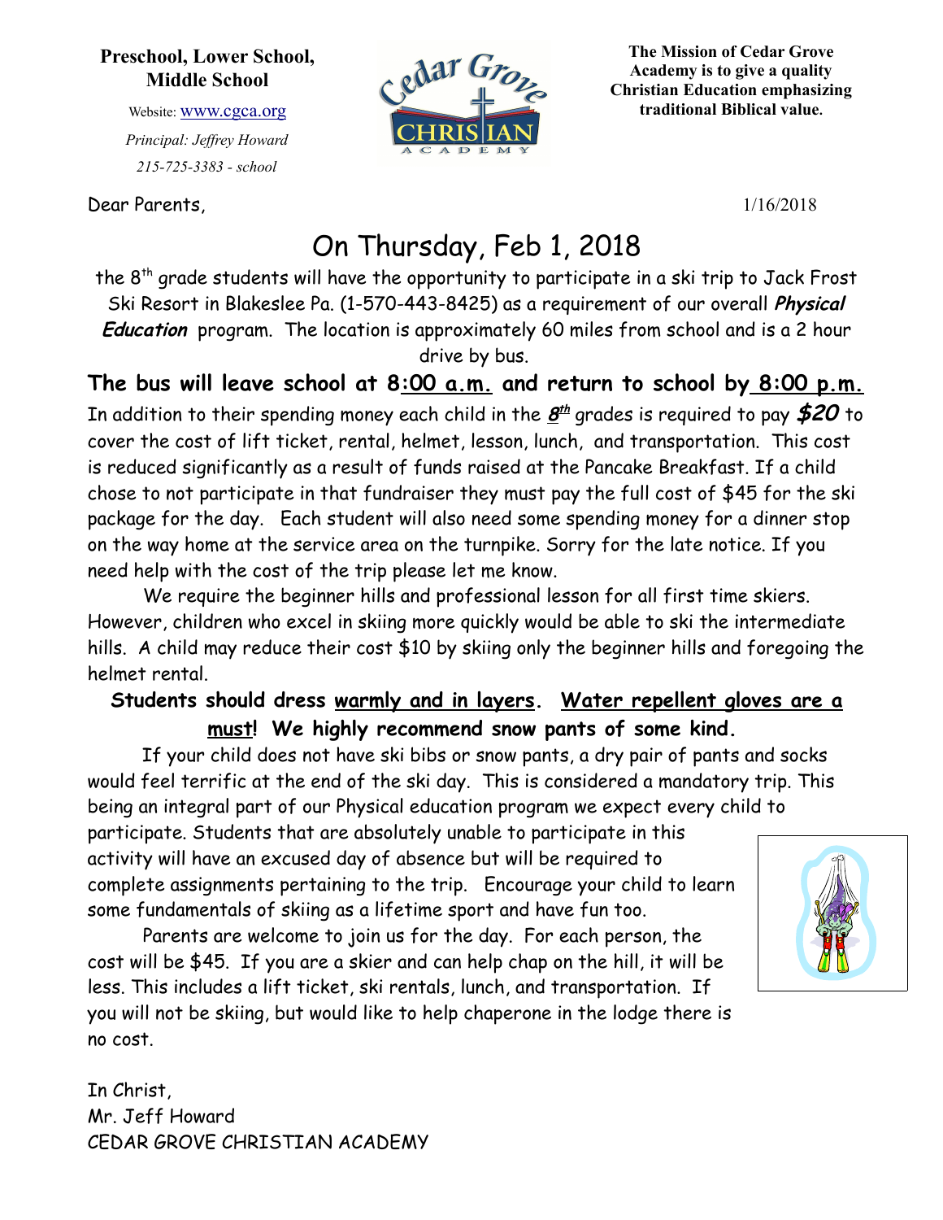**Preschool, Lower School, Middle School**

Website: www.cgca.org

*Principal: Jeffrey Howard*

*215-725-3383 - school*

**The Mission of Cedar Grove Academy is to give a quality Christian Education emphasizing traditional Biblical value.**

Dear Parents, 1/16/2018

# On Thursday, Feb 1, 2018

the 8th grade students will have the opportunity to participate in a ski trip to Jack Frost Ski Resort in Blakeslee Pa. (1-570-443-8425) as a requirement of our overall ***Physical Education*** program. The location is approximately 60 miles from school and is a 2 hour drive by bus.

**The bus will leave school at 8:00 a.m. and return to school by 8:00 p.m.**

In addition to their spending money each child in the ***8th*** grades is required to pay ***$20*** to cover the cost of lift ticket, rental, helmet, lesson, lunch, and transportation. This cost is reduced significantly as a result of funds raised at the Pancake Breakfast. If a child chose to not participate in that fundraiser they must pay the full cost of $45 for the ski package for the day. Each student will also need some spending money for a dinner stop on the way home at the service area on the turnpike. Sorry for the late notice. If you need help with the cost of the trip please let me know.

We require the beginner hills and professional lesson for all first time skiers. However, children who excel in skiing more quickly would be able to ski the intermediate hills. A child may reduce their cost $10 by skiing only the beginner hills and foregoing the helmet rental.

**Students should dress warmly and in layers. Water repellent gloves are a must! We highly recommend snow pants of some kind.**

If your child does not have ski bibs or snow pants, a dry pair of pants and socks would feel terrific at the end of the ski day. This is considered a mandatory trip. This being an integral part of our Physical education program we expect every child to participate. Students that are absolutely unable to participate in this activity will have an excused day of absence but will be required to complete assignments pertaining to the trip. Encourage your child to learn some fundamentals of skiing as a lifetime sport and have fun too.

Parents are welcome to join us for the day. For each person, the cost will be $45. If you are a skier and can help chap on the hill, it will be less. This includes a lift ticket, ski rentals, lunch, and transportation. If you will not be skiing, but would like to help chaperone in the lodge there is no cost.

In Christ,
Mr. Jeff Howard
CEDAR GROVE CHRISTIAN ACADEMY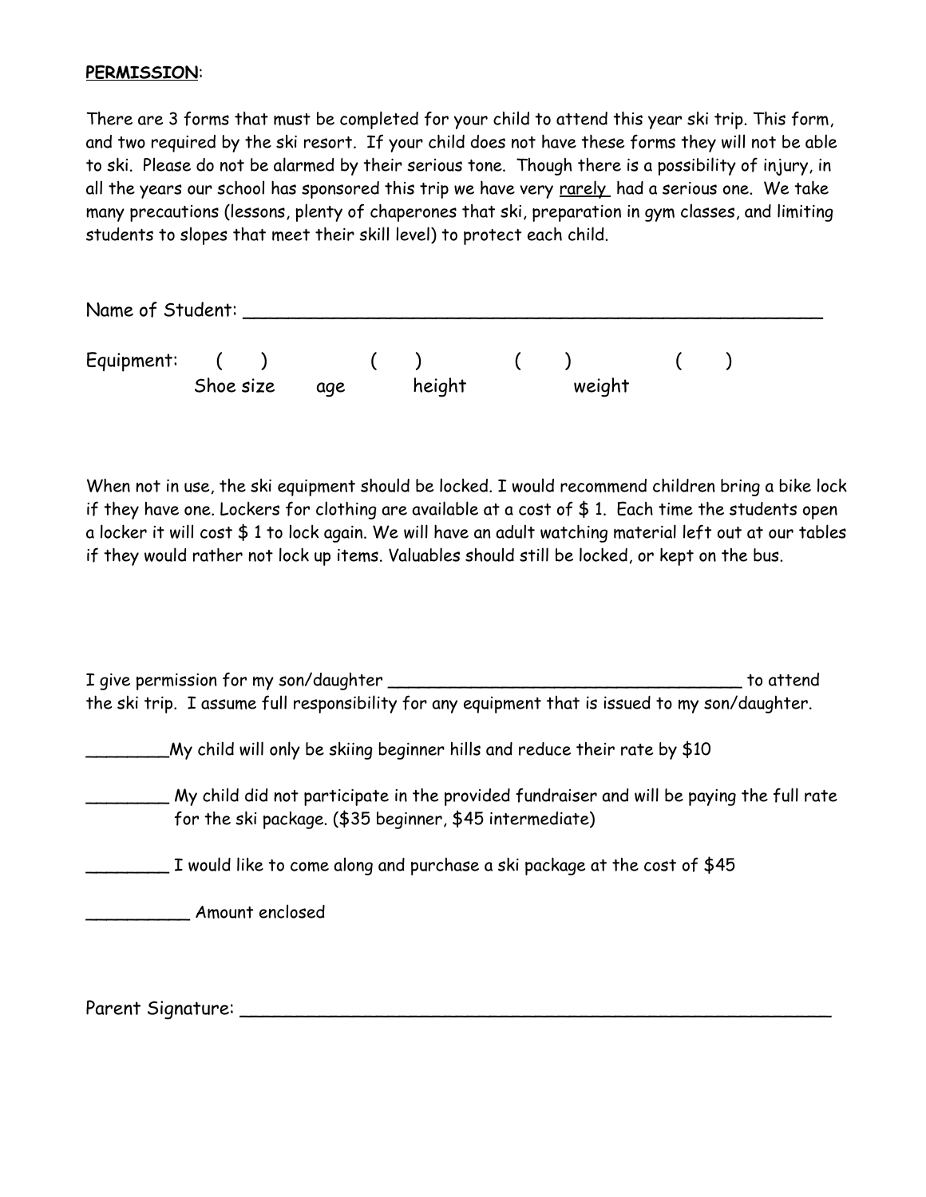**PERMISSION**:

There are 3 forms that must be completed for your child to attend this year ski trip. This form, and two required by the ski resort. If your child does not have these forms they will not be able to ski. Please do not be alarmed by their serious tone. Though there is a possibility of injury, in all the years our school has sponsored this trip we have very rarely had a serious one. We take many precautions (lessons, plenty of chaperones that ski, preparation in gym classes, and limiting students to slopes that meet their skill level) to protect each child.

Name of Student: ______________________________________________________

Equipment: ( ) ( ) ( ) ( )
Shoe size age height weight

When not in use, the ski equipment should be locked. I would recommend children bring a bike lock if they have one. Lockers for clothing are available at a cost of $ 1. Each time the students open a locker it will cost $ 1 to lock again. We will have an adult watching material left out at our tables if they would rather not lock up items. Valuables should still be locked, or kept on the bus.

I give permission for my son/daughter __________________________________ to attend the ski trip. I assume full responsibility for any equipment that is issued to my son/daughter.

________My child will only be skiing beginner hills and reduce their rate by $10

________ My child did not participate in the provided fundraiser and will be paying the full rate for the ski package. ($35 beginner, $45 intermediate)

________ I would like to come along and purchase a ski package at the cost of $45

__________ Amount enclosed

Parent Signature: ________________________________________________________